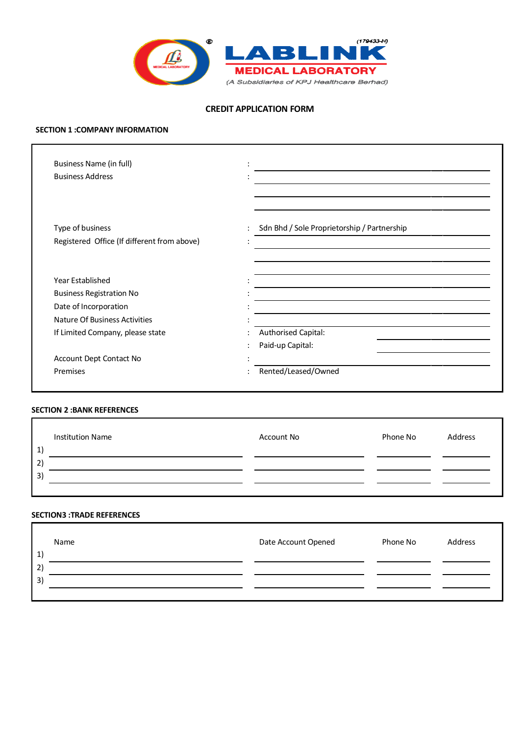(179433-H)

**LABLINK**

**MEDICAL LABORATORY**

*(A Subsidiaries of KPJ Healthcare Berhad)*

# CREDIT APPLICATION FORM

## SECTION 1 :COMPANY INFORMATION

| | | |
|---|---|---|
| Business Name (in full) | : | |
| Business Address | : | |
| | | |
| | | |
| Type of business | : | Sdn Bhd / Sole Proprietorship / Partnership |
| Registered Office (If different from above) | : | |
| | | |
| | | |
| Year Established | : | |
| Business Registration No | : | |
| Date of Incorporation | : | |
| Nature Of Business Activities | : | |
| If Limited Company, please state | : | Authorised Capital: |
| | : | Paid-up Capital: |
| Account Dept Contact No | : | |
| Premises | : | Rented/Leased/Owned |

## SECTION 2 :BANK REFERENCES

| | Institution Name | Account No | Phone No | Address |
|---|---|---|---|---|
| 1) | | | | |
| 2) | | | | |
| 3) | | | | |

## SECTION3 :TRADE REFERENCES

| | Name | Date Account Opened | Phone No | Address |
|---|---|---|---|---|
| 1) | | | | |
| 2) | | | | |
| 3) | | | | |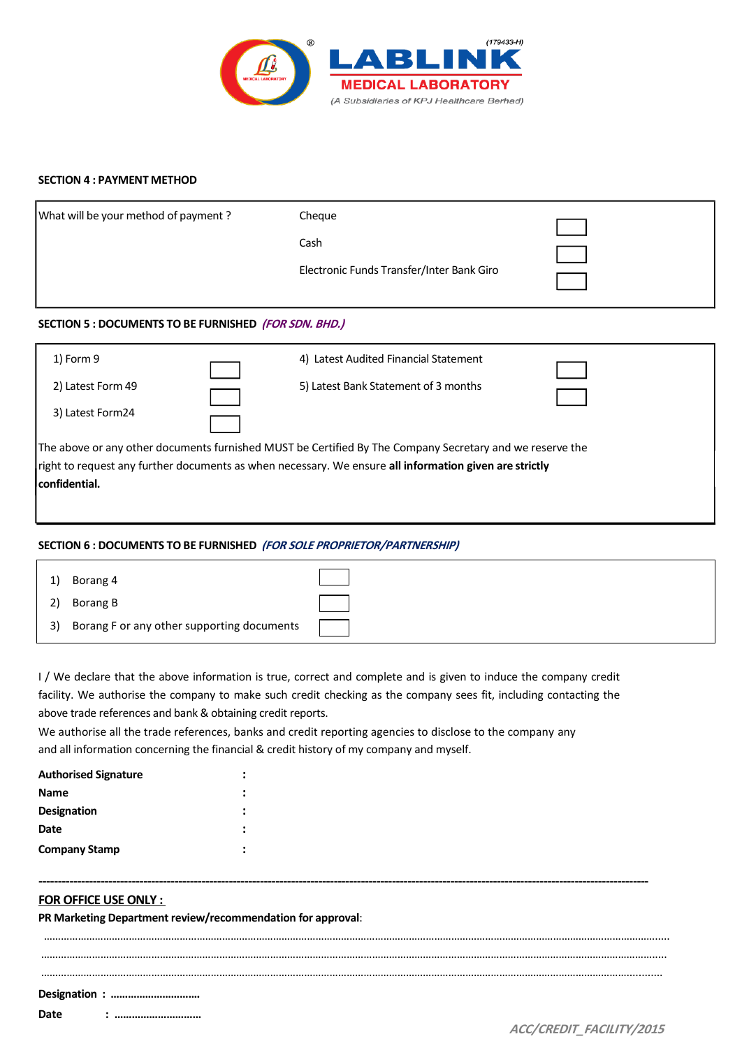(179433-H)

**LABLINK**

**MEDICAL LABORATORY**

*(A Subsidiaries of KPJ Healthcare Berhad)*

**SECTION 4 : PAYMENT METHOD**

| | | |
|---|---|---|
| What will be your method of payment ? | Cheque | ☐ |
| | Cash | ☐ |
| | Electronic Funds Transfer/Inter Bank Giro | ☐ |

**SECTION 5 : DOCUMENTS TO BE FURNISHED** ***(FOR SDN. BHD.)***

| | | | |
|---|---|---|---|
| 1) Form 9 | ☐ | 4) Latest Audited Financial Statement | ☐ |
| 2) Latest Form 49 | ☐ | 5) Latest Bank Statement of 3 months | ☐ |
| 3) Latest Form24 | ☐ | | |

The above or any other documents furnished MUST be Certified By The Company Secretary and we reserve the right to request any further documents as when necessary. We ensure **all information given are strictly confidential.**

**SECTION 6 : DOCUMENTS TO BE FURNISHED** ***(FOR SOLE PROPRIETOR/PARTNERSHIP)***

| | |
|---|---|
| 1) Borang 4 | ☐ |
| 2) Borang B | ☐ |
| 3) Borang F or any other supporting documents | ☐ |

I / We declare that the above information is true, correct and complete and is given to induce the company credit facility. We authorise the company to make such credit checking as the company sees fit, including contacting the above trade references and bank & obtaining credit reports.

We authorise all the trade references, banks and credit reporting agencies to disclose to the company any and all information concerning the financial & credit history of my company and myself.

**Authorised Signature** :

**Name** :

**Designation** :

**Date** :

**Company Stamp** :

---

**FOR OFFICE USE ONLY :**

**PR Marketing Department review/recommendation for approval**:

…………………………………………………………………………………………………………………………………………………………

…………………………………………………………………………………………………………………………………………………………

…………………………………………………………………………………………………………………………………………………………

**Designation : …………………………**

**Date : …………………………**

*ACC/CREDIT_FACILITY/2015*